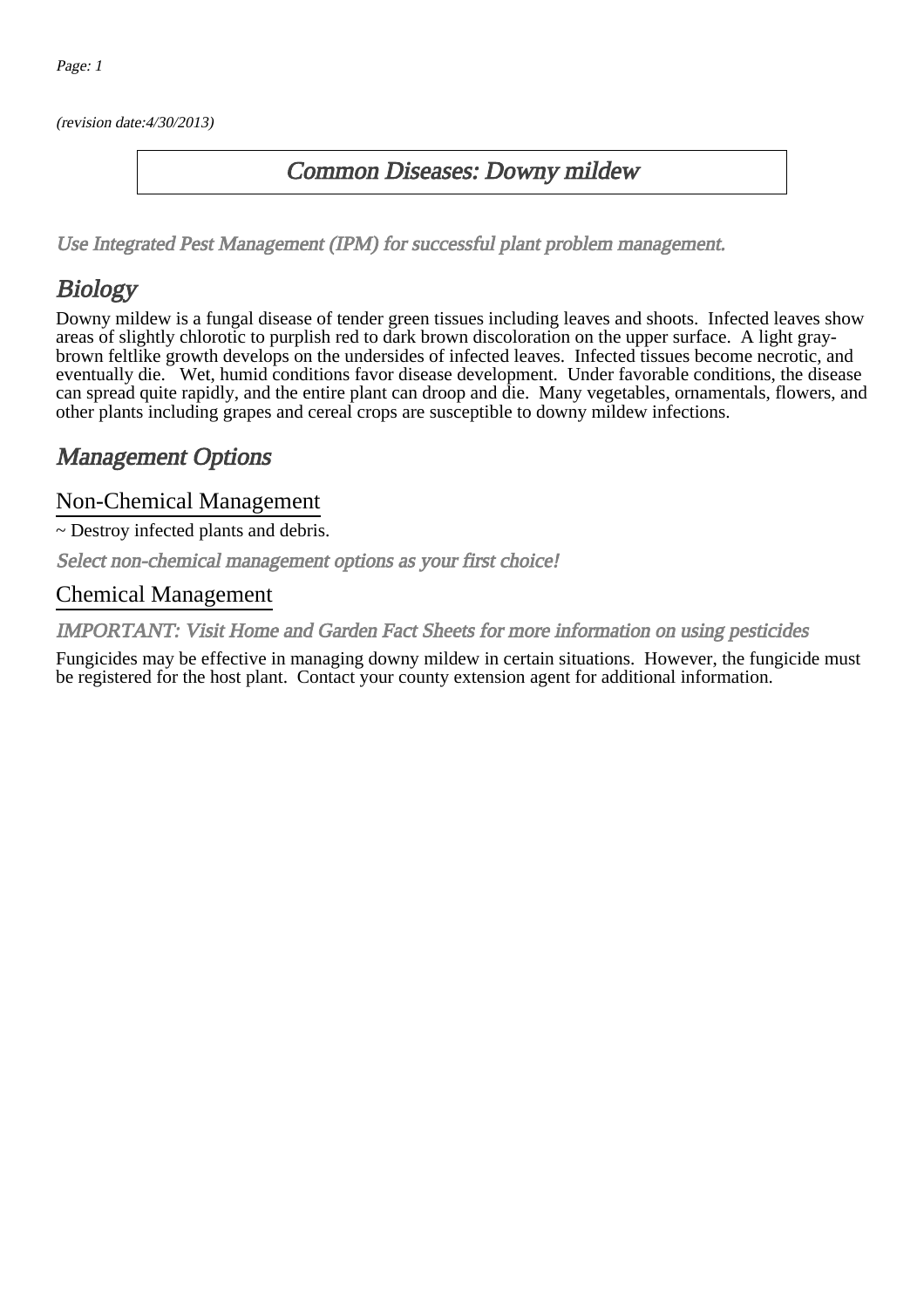(revision date:4/30/2013)

# Common Diseases: Downy mildew

*Use Integrated Pest Management (IPM) for successful plant problem management.*

## Biology

Downy mildew is a fungal disease of tender green tissues including leaves and shoots. Infected leaves show areas of slightly chlorotic to purplish red to dark brown discoloration on the upper surface. A light gray-brown feltlike growth develops on the undersides of infected leaves. Infected tissues become necrotic, and eventually die. Wet, humid conditions favor disease development. Under favorable conditions, the disease can spread quite rapidly, and the entire plant can droop and die. Many vegetables, ornamentals, flowers, and other plants including grapes and cereal crops are susceptible to downy mildew infections.

## Management Options

### Non-Chemical Management

~ Destroy infected plants and debris.

*Select non-chemical management options as your first choice!*

### Chemical Management

*IMPORTANT: Visit Home and Garden Fact Sheets for more information on using pesticides*

Fungicides may be effective in managing downy mildew in certain situations. However, the fungicide must be registered for the host plant. Contact your county extension agent for additional information.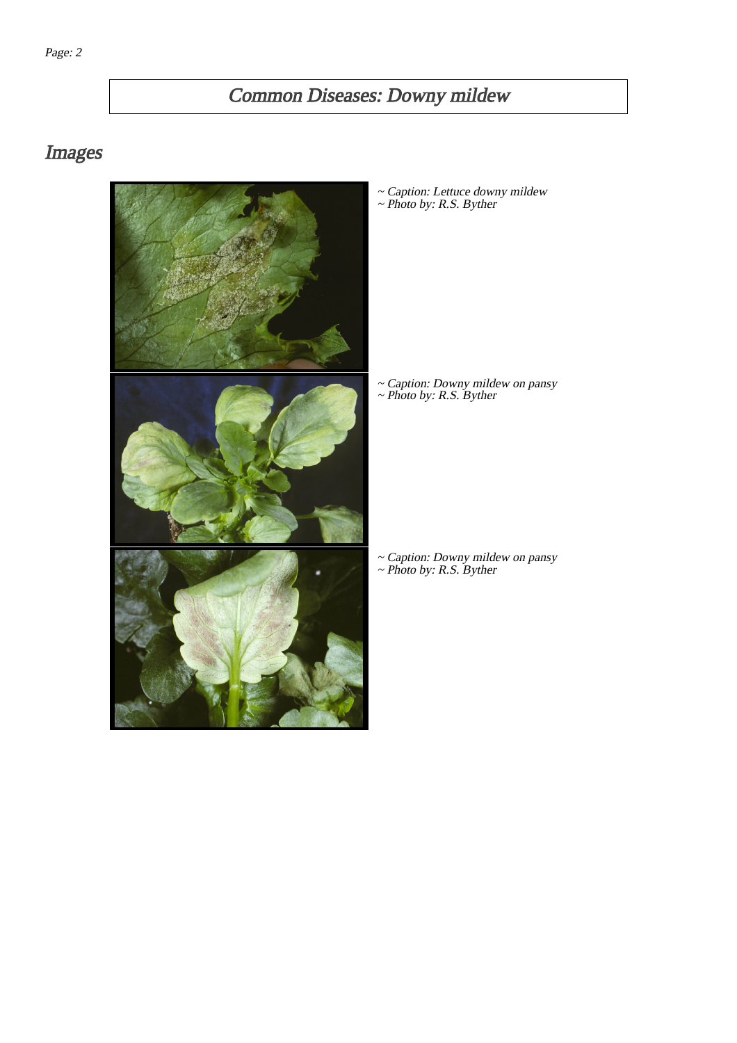# Common Diseases: Downy mildew

## Images

~ Caption: Lettuce downy mildew
~ Photo by: R.S. Byther

~ Caption: Downy mildew on pansy
~ Photo by: R.S. Byther

~ Caption: Downy mildew on pansy
~ Photo by: R.S. Byther